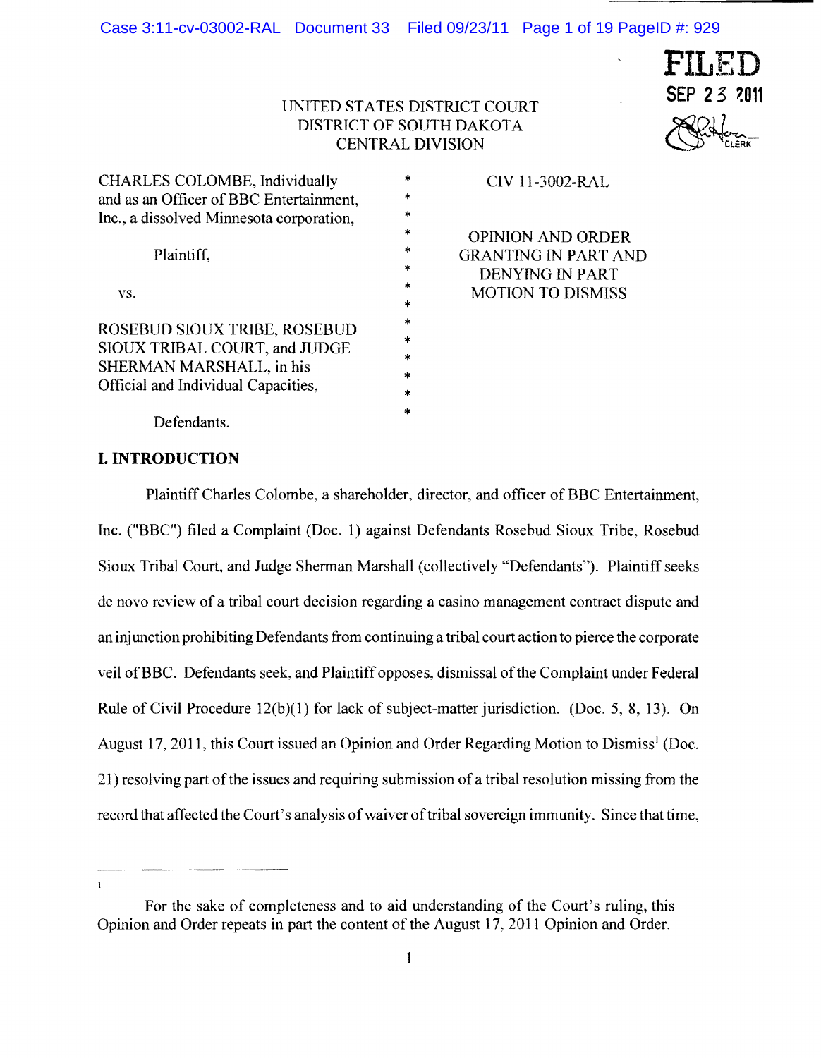Case 3:11-cv-03002-RAL Document 33 Filed 09/23/11 Page 1 of 19 PageID #: 929

FILED
SEP 23 2011
CLERK

UNITED STATES DISTRICT COURT
DISTRICT OF SOUTH DAKOTA
CENTRAL DIVISION

| | | |
|---|---|---|
| CHARLES COLOMBE, Individually and as an Officer of BBC Entertainment, Inc., a dissolved Minnesota corporation, | * | CIV 11-3002-RAL |
| Plaintiff, | * | OPINION AND ORDER GRANTING IN PART AND DENYING IN PART MOTION TO DISMISS |
| vs. | * | |
| ROSEBUD SIOUX TRIBE, ROSEBUD SIOUX TRIBAL COURT, and JUDGE SHERMAN MARSHALL, in his Official and Individual Capacities, | * | |
| Defendants. | * | |

## I. INTRODUCTION

Plaintiff Charles Colombe, a shareholder, director, and officer of BBC Entertainment, Inc. ("BBC") filed a Complaint (Doc. 1) against Defendants Rosebud Sioux Tribe, Rosebud Sioux Tribal Court, and Judge Sherman Marshall (collectively "Defendants"). Plaintiff seeks de novo review of a tribal court decision regarding a casino management contract dispute and an injunction prohibiting Defendants from continuing a tribal court action to pierce the corporate veil of BBC. Defendants seek, and Plaintiff opposes, dismissal of the Complaint under Federal Rule of Civil Procedure 12(b)(1) for lack of subject-matter jurisdiction. (Doc. 5, 8, 13). On August 17, 2011, this Court issued an Opinion and Order Regarding Motion to Dismiss[1] (Doc. 21) resolving part of the issues and requiring submission of a tribal resolution missing from the record that affected the Court's analysis of waiver of tribal sovereign immunity. Since that time,

---

[1] For the sake of completeness and to aid understanding of the Court's ruling, this Opinion and Order repeats in part the content of the August 17, 2011 Opinion and Order.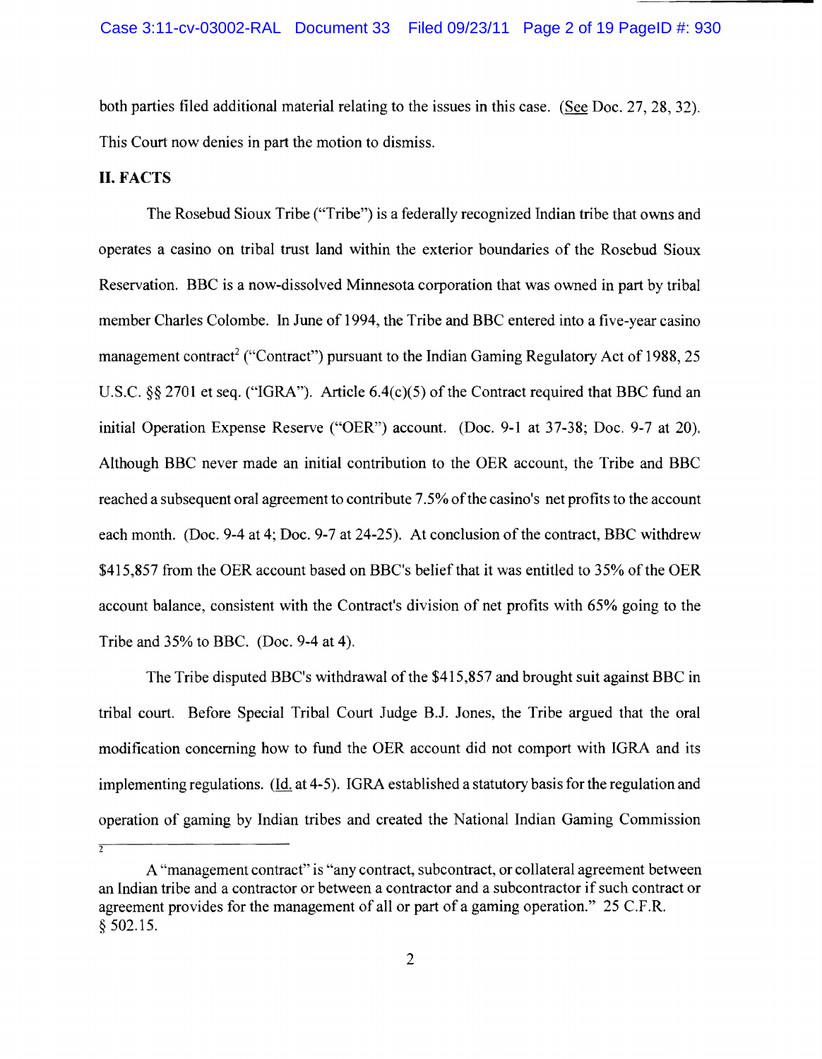both parties filed additional material relating to the issues in this case. (See Doc. 27, 28, 32). This Court now denies in part the motion to dismiss.

## II. FACTS

The Rosebud Sioux Tribe ("Tribe") is a federally recognized Indian tribe that owns and operates a casino on tribal trust land within the exterior boundaries of the Rosebud Sioux Reservation. BBC is a now-dissolved Minnesota corporation that was owned in part by tribal member Charles Colombe. In June of 1994, the Tribe and BBC entered into a five-year casino management contract[2] ("Contract") pursuant to the Indian Gaming Regulatory Act of 1988, 25 U.S.C. §§ 2701 et seq. ("IGRA"). Article 6.4(c)(5) of the Contract required that BBC fund an initial Operation Expense Reserve ("OER") account. (Doc. 9-1 at 37-38; Doc. 9-7 at 20). Although BBC never made an initial contribution to the OER account, the Tribe and BBC reached a subsequent oral agreement to contribute 7.5% of the casino's net profits to the account each month. (Doc. 9-4 at 4; Doc. 9-7 at 24-25). At conclusion of the contract, BBC withdrew $415,857 from the OER account based on BBC's belief that it was entitled to 35% of the OER account balance, consistent with the Contract's division of net profits with 65% going to the Tribe and 35% to BBC. (Doc. 9-4 at 4).

The Tribe disputed BBC's withdrawal of the $415,857 and brought suit against BBC in tribal court. Before Special Tribal Court Judge B.J. Jones, the Tribe argued that the oral modification concerning how to fund the OER account did not comport with IGRA and its implementing regulations. (Id. at 4-5). IGRA established a statutory basis for the regulation and operation of gaming by Indian tribes and created the National Indian Gaming Commission

---

[2] A "management contract" is "any contract, subcontract, or collateral agreement between an Indian tribe and a contractor or between a contractor and a subcontractor if such contract or agreement provides for the management of all or part of a gaming operation." 25 C.F.R. § 502.15.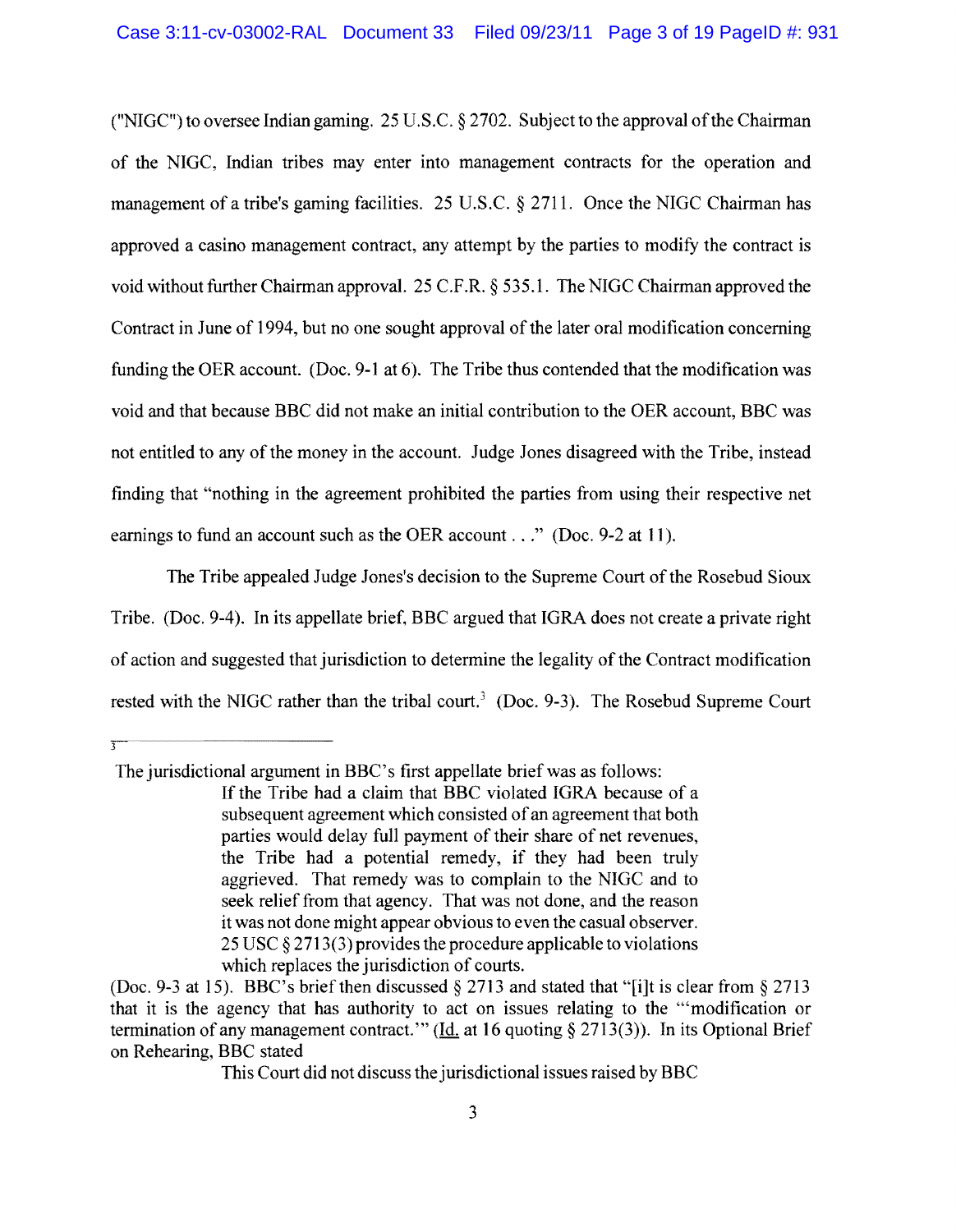("NIGC") to oversee Indian gaming. 25 U.S.C. § 2702. Subject to the approval of the Chairman of the NIGC, Indian tribes may enter into management contracts for the operation and management of a tribe's gaming facilities. 25 U.S.C. § 2711. Once the NIGC Chairman has approved a casino management contract, any attempt by the parties to modify the contract is void without further Chairman approval. 25 C.F.R. § 535.1. The NIGC Chairman approved the Contract in June of 1994, but no one sought approval of the later oral modification concerning funding the OER account. (Doc. 9-1 at 6). The Tribe thus contended that the modification was void and that because BBC did not make an initial contribution to the OER account, BBC was not entitled to any of the money in the account. Judge Jones disagreed with the Tribe, instead finding that "nothing in the agreement prohibited the parties from using their respective net earnings to fund an account such as the OER account . . ." (Doc. 9-2 at 11).

The Tribe appealed Judge Jones's decision to the Supreme Court of the Rosebud Sioux Tribe. (Doc. 9-4). In its appellate brief, BBC argued that IGRA does not create a private right of action and suggested that jurisdiction to determine the legality of the Contract modification rested with the NIGC rather than the tribal court.[3] (Doc. 9-3). The Rosebud Supreme Court

---

[3] The jurisdictional argument in BBC's first appellate brief was as follows:

> If the Tribe had a claim that BBC violated IGRA because of a subsequent agreement which consisted of an agreement that both parties would delay full payment of their share of net revenues, the Tribe had a potential remedy, if they had been truly aggrieved. That remedy was to complain to the NIGC and to seek relief from that agency. That was not done, and the reason it was not done might appear obvious to even the casual observer. 25 USC § 2713(3) provides the procedure applicable to violations which replaces the jurisdiction of courts.

(Doc. 9-3 at 15). BBC's brief then discussed § 2713 and stated that "[i]t is clear from § 2713 that it is the agency that has authority to act on issues relating to the "'modification or termination of any management contract.'" (Id. at 16 quoting § 2713(3)). In its Optional Brief on Rehearing, BBC stated

> This Court did not discuss the jurisdictional issues raised by BBC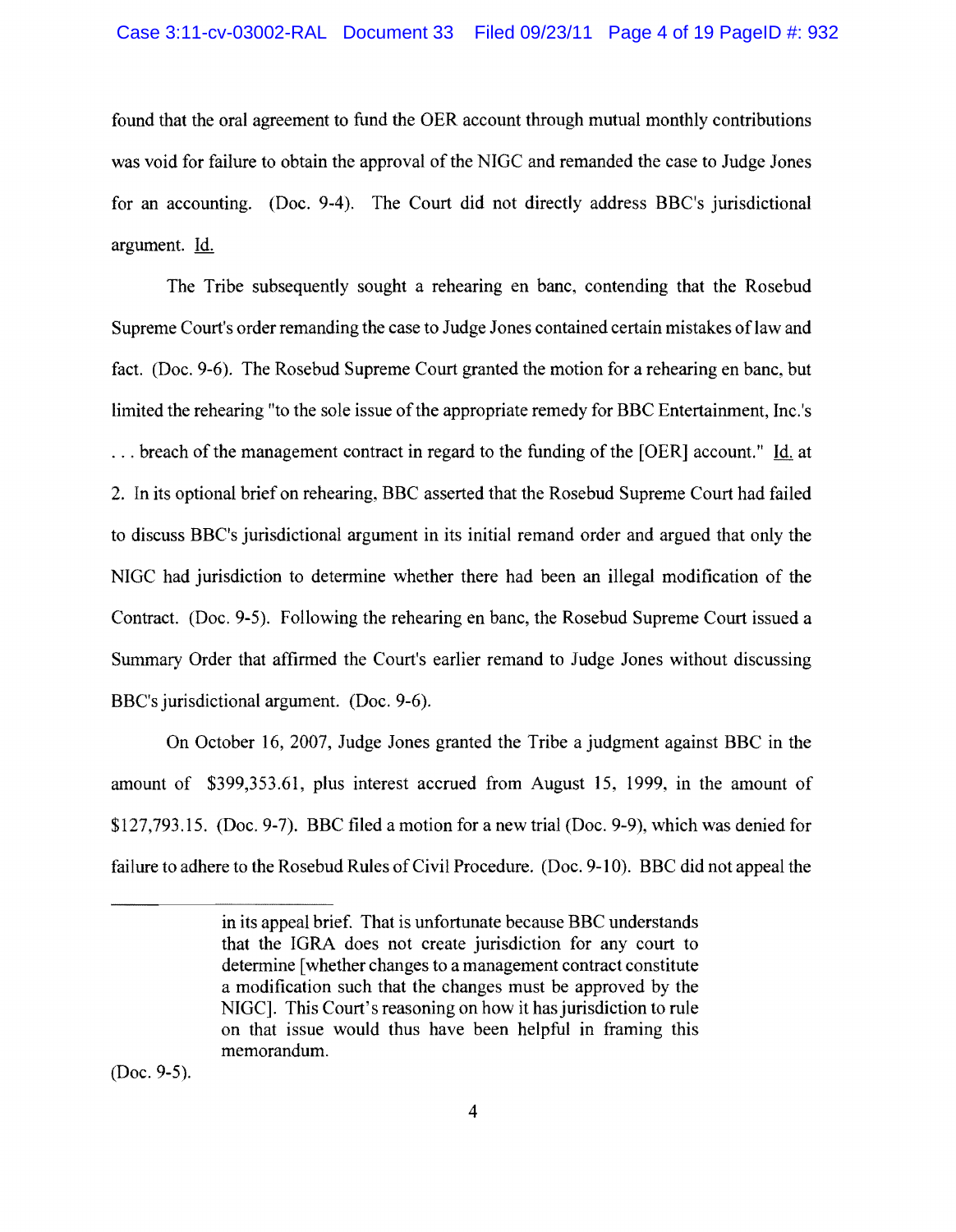found that the oral agreement to fund the OER account through mutual monthly contributions was void for failure to obtain the approval of the NIGC and remanded the case to Judge Jones for an accounting. (Doc. 9-4). The Court did not directly address BBC's jurisdictional argument. Id.

The Tribe subsequently sought a rehearing en banc, contending that the Rosebud Supreme Court's order remanding the case to Judge Jones contained certain mistakes of law and fact. (Doc. 9-6). The Rosebud Supreme Court granted the motion for a rehearing en banc, but limited the rehearing "to the sole issue of the appropriate remedy for BBC Entertainment, Inc.'s . . . breach of the management contract in regard to the funding of the [OER] account." Id. at 2. In its optional brief on rehearing, BBC asserted that the Rosebud Supreme Court had failed to discuss BBC's jurisdictional argument in its initial remand order and argued that only the NIGC had jurisdiction to determine whether there had been an illegal modification of the Contract. (Doc. 9-5). Following the rehearing en banc, the Rosebud Supreme Court issued a Summary Order that affirmed the Court's earlier remand to Judge Jones without discussing BBC's jurisdictional argument. (Doc. 9-6).

On October 16, 2007, Judge Jones granted the Tribe a judgment against BBC in the amount of $399,353.61, plus interest accrued from August 15, 1999, in the amount of $127,793.15. (Doc. 9-7). BBC filed a motion for a new trial (Doc. 9-9), which was denied for failure to adhere to the Rosebud Rules of Civil Procedure. (Doc. 9-10). BBC did not appeal the

---

> in its appeal brief. That is unfortunate because BBC understands that the IGRA does not create jurisdiction for any court to determine [whether changes to a management contract constitute a modification such that the changes must be approved by the NIGC]. This Court's reasoning on how it has jurisdiction to rule on that issue would thus have been helpful in framing this memorandum.

(Doc. 9-5).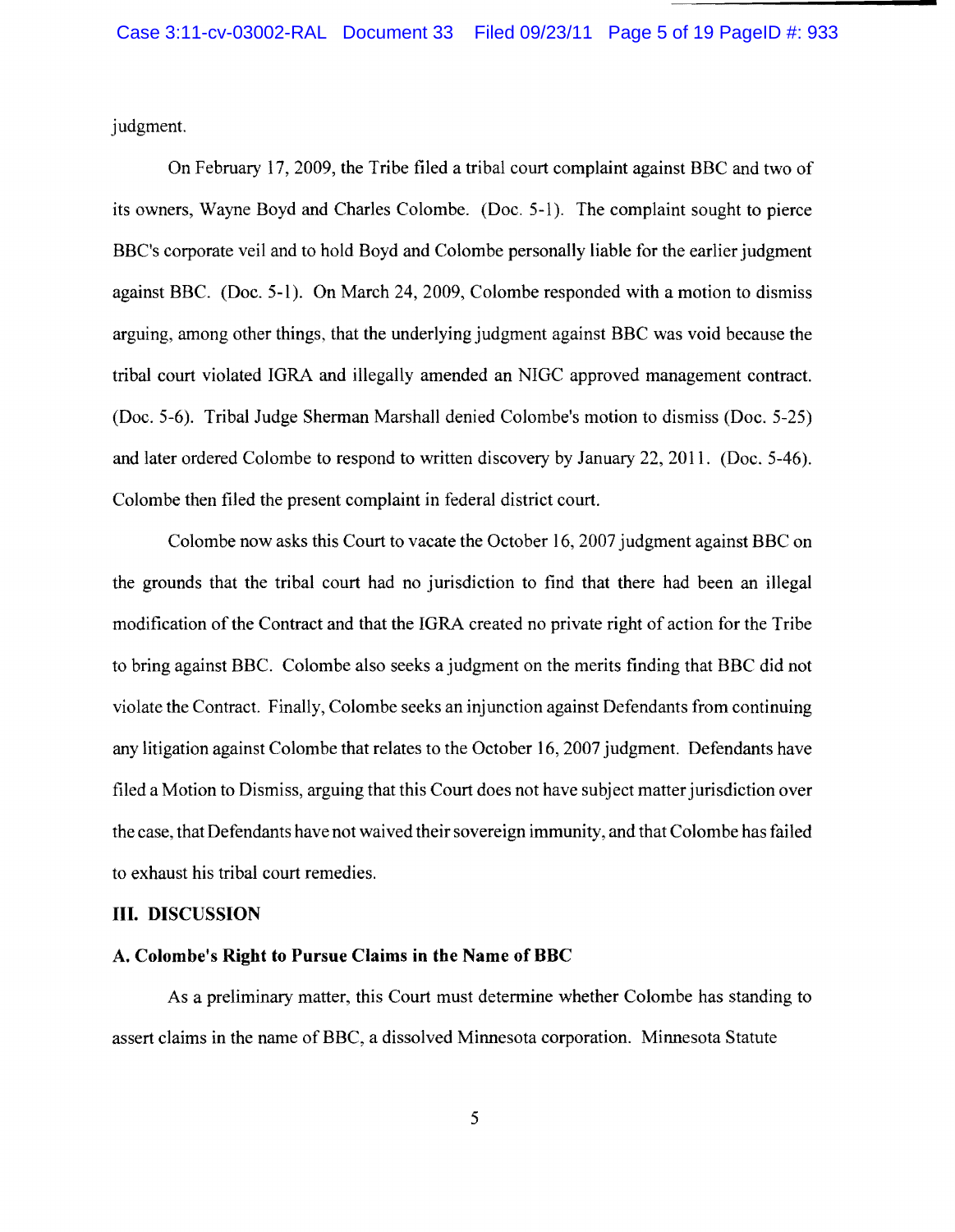judgment.

On February 17, 2009, the Tribe filed a tribal court complaint against BBC and two of its owners, Wayne Boyd and Charles Colombe. (Doc. 5-1). The complaint sought to pierce BBC's corporate veil and to hold Boyd and Colombe personally liable for the earlier judgment against BBC. (Doc. 5-1). On March 24, 2009, Colombe responded with a motion to dismiss arguing, among other things, that the underlying judgment against BBC was void because the tribal court violated IGRA and illegally amended an NIGC approved management contract. (Doc. 5-6). Tribal Judge Sherman Marshall denied Colombe's motion to dismiss (Doc. 5-25) and later ordered Colombe to respond to written discovery by January 22, 2011. (Doc. 5-46). Colombe then filed the present complaint in federal district court.

Colombe now asks this Court to vacate the October 16, 2007 judgment against BBC on the grounds that the tribal court had no jurisdiction to find that there had been an illegal modification of the Contract and that the IGRA created no private right of action for the Tribe to bring against BBC. Colombe also seeks a judgment on the merits finding that BBC did not violate the Contract. Finally, Colombe seeks an injunction against Defendants from continuing any litigation against Colombe that relates to the October 16, 2007 judgment. Defendants have filed a Motion to Dismiss, arguing that this Court does not have subject matter jurisdiction over the case, that Defendants have not waived their sovereign immunity, and that Colombe has failed to exhaust his tribal court remedies.

## III. DISCUSSION

### A. Colombe's Right to Pursue Claims in the Name of BBC

As a preliminary matter, this Court must determine whether Colombe has standing to assert claims in the name of BBC, a dissolved Minnesota corporation. Minnesota Statute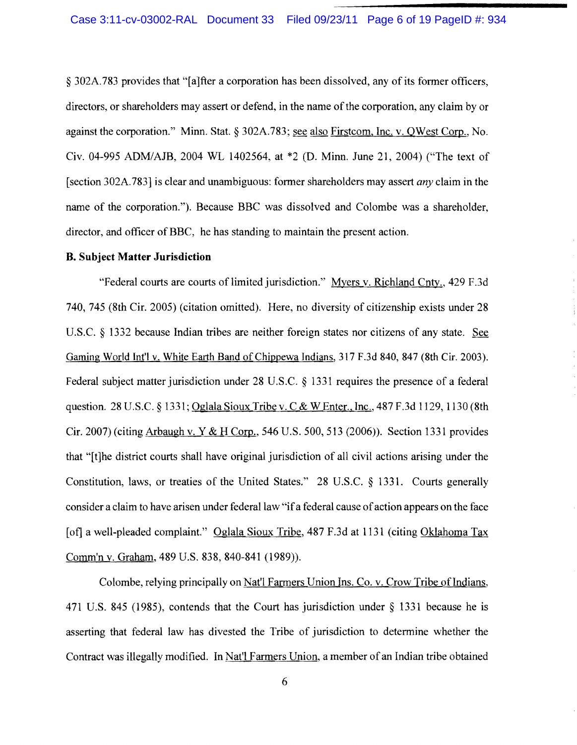§ 302A.783 provides that "[a]fter a corporation has been dissolved, any of its former officers, directors, or shareholders may assert or defend, in the name of the corporation, any claim by or against the corporation." Minn. Stat. § 302A.783; see also Firstcom, Inc. v. QWest Corp., No. Civ. 04-995 ADM/AJB, 2004 WL 1402564, at *2 (D. Minn. June 21, 2004) ("The text of [section 302A.783] is clear and unambiguous: former shareholders may assert *any* claim in the name of the corporation."). Because BBC was dissolved and Colombe was a shareholder, director, and officer of BBC, he has standing to maintain the present action.

**B. Subject Matter Jurisdiction**

"Federal courts are courts of limited jurisdiction." Myers v. Richland Cnty., 429 F.3d 740, 745 (8th Cir. 2005) (citation omitted). Here, no diversity of citizenship exists under 28 U.S.C. § 1332 because Indian tribes are neither foreign states nor citizens of any state. See Gaming World Int'l v. White Earth Band of Chippewa Indians, 317 F.3d 840, 847 (8th Cir. 2003). Federal subject matter jurisdiction under 28 U.S.C. § 1331 requires the presence of a federal question. 28 U.S.C. § 1331; Oglala Sioux Tribe v. C & W Enter., Inc., 487 F.3d 1129, 1130 (8th Cir. 2007) (citing Arbaugh v. Y & H Corp., 546 U.S. 500, 513 (2006)). Section 1331 provides that "[t]he district courts shall have original jurisdiction of all civil actions arising under the Constitution, laws, or treaties of the United States." 28 U.S.C. § 1331. Courts generally consider a claim to have arisen under federal law "if a federal cause of action appears on the face [of] a well-pleaded complaint." Oglala Sioux Tribe, 487 F.3d at 1131 (citing Oklahoma Tax Comm'n v. Graham, 489 U.S. 838, 840-841 (1989)).

Colombe, relying principally on Nat'l Farmers Union Ins. Co. v. Crow Tribe of Indians, 471 U.S. 845 (1985), contends that the Court has jurisdiction under § 1331 because he is asserting that federal law has divested the Tribe of jurisdiction to determine whether the Contract was illegally modified. In Nat'l Farmers Union, a member of an Indian tribe obtained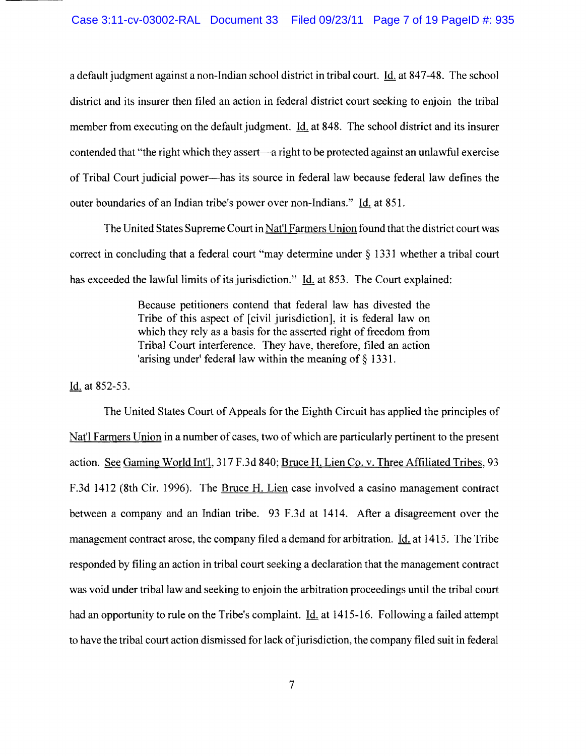a default judgment against a non-Indian school district in tribal court. Id. at 847-48. The school district and its insurer then filed an action in federal district court seeking to enjoin the tribal member from executing on the default judgment. Id. at 848. The school district and its insurer contended that "the right which they assert—a right to be protected against an unlawful exercise of Tribal Court judicial power—has its source in federal law because federal law defines the outer boundaries of an Indian tribe's power over non-Indians." Id. at 851.

The United States Supreme Court in Nat'l Farmers Union found that the district court was correct in concluding that a federal court "may determine under § 1331 whether a tribal court has exceeded the lawful limits of its jurisdiction." Id. at 853. The Court explained:

> Because petitioners contend that federal law has divested the Tribe of this aspect of [civil jurisdiction], it is federal law on which they rely as a basis for the asserted right of freedom from Tribal Court interference. They have, therefore, filed an action 'arising under' federal law within the meaning of § 1331.

Id. at 852-53.

The United States Court of Appeals for the Eighth Circuit has applied the principles of Nat'l Farmers Union in a number of cases, two of which are particularly pertinent to the present action. See Gaming World Int'l, 317 F.3d 840; Bruce H. Lien Co. v. Three Affiliated Tribes, 93 F.3d 1412 (8th Cir. 1996). The Bruce H. Lien case involved a casino management contract between a company and an Indian tribe. 93 F.3d at 1414. After a disagreement over the management contract arose, the company filed a demand for arbitration. Id. at 1415. The Tribe responded by filing an action in tribal court seeking a declaration that the management contract was void under tribal law and seeking to enjoin the arbitration proceedings until the tribal court had an opportunity to rule on the Tribe's complaint. Id. at 1415-16. Following a failed attempt to have the tribal court action dismissed for lack of jurisdiction, the company filed suit in federal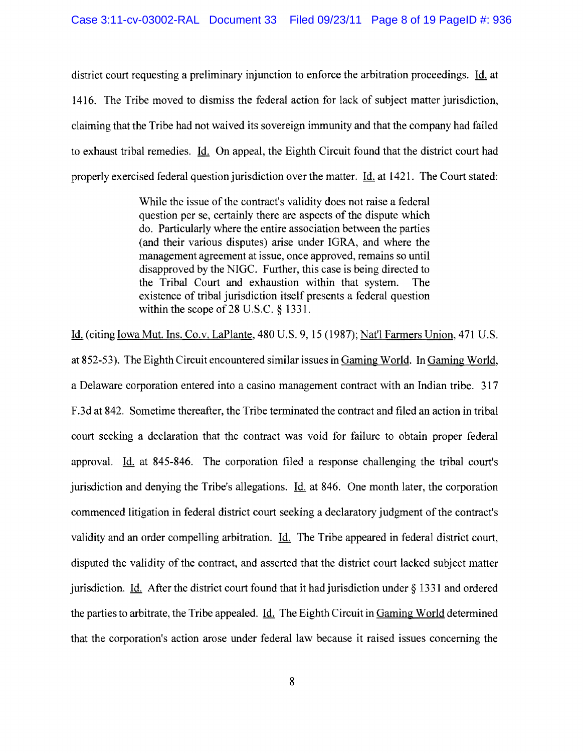district court requesting a preliminary injunction to enforce the arbitration proceedings. Id. at 1416. The Tribe moved to dismiss the federal action for lack of subject matter jurisdiction, claiming that the Tribe had not waived its sovereign immunity and that the company had failed to exhaust tribal remedies. Id. On appeal, the Eighth Circuit found that the district court had properly exercised federal question jurisdiction over the matter. Id. at 1421. The Court stated:

> While the issue of the contract's validity does not raise a federal question per se, certainly there are aspects of the dispute which do. Particularly where the entire association between the parties (and their various disputes) arise under IGRA, and where the management agreement at issue, once approved, remains so until disapproved by the NIGC. Further, this case is being directed to the Tribal Court and exhaustion within that system. The existence of tribal jurisdiction itself presents a federal question within the scope of 28 U.S.C. § 1331.

Id. (citing Iowa Mut. Ins. Co.v. LaPlante, 480 U.S. 9, 15 (1987); Nat'l Farmers Union, 471 U.S. at 852-53). The Eighth Circuit encountered similar issues in Gaming World. In Gaming World, a Delaware corporation entered into a casino management contract with an Indian tribe. 317 F.3d at 842. Sometime thereafter, the Tribe terminated the contract and filed an action in tribal court seeking a declaration that the contract was void for failure to obtain proper federal approval. Id. at 845-846. The corporation filed a response challenging the tribal court's jurisdiction and denying the Tribe's allegations. Id. at 846. One month later, the corporation commenced litigation in federal district court seeking a declaratory judgment of the contract's validity and an order compelling arbitration. Id. The Tribe appeared in federal district court, disputed the validity of the contract, and asserted that the district court lacked subject matter jurisdiction. Id. After the district court found that it had jurisdiction under § 1331 and ordered the parties to arbitrate, the Tribe appealed. Id. The Eighth Circuit in Gaming World determined that the corporation's action arose under federal law because it raised issues concerning the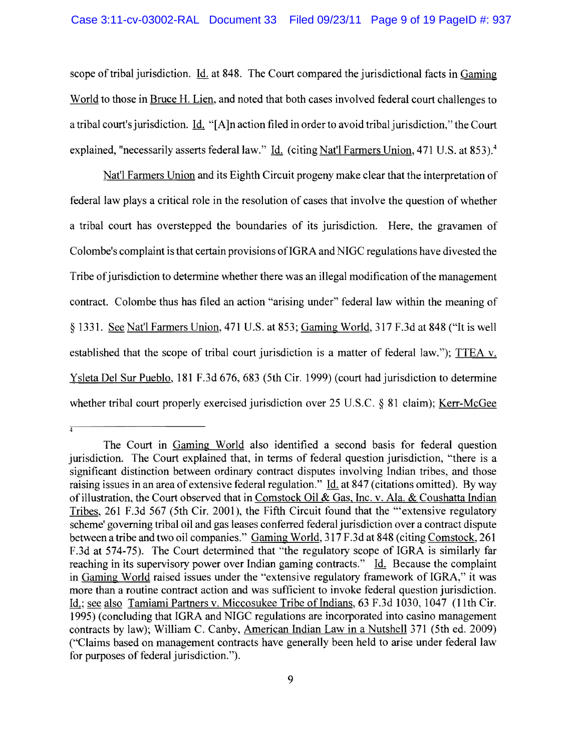scope of tribal jurisdiction. Id. at 848. The Court compared the jurisdictional facts in Gaming World to those in Bruce H. Lien, and noted that both cases involved federal court challenges to a tribal court's jurisdiction. Id. "[A]n action filed in order to avoid tribal jurisdiction," the Court explained, "necessarily asserts federal law." Id. (citing Nat'l Farmers Union, 471 U.S. at 853).[4]

Nat'l Farmers Union and its Eighth Circuit progeny make clear that the interpretation of federal law plays a critical role in the resolution of cases that involve the question of whether a tribal court has overstepped the boundaries of its jurisdiction. Here, the gravamen of Colombe's complaint is that certain provisions of IGRA and NIGC regulations have divested the Tribe of jurisdiction to determine whether there was an illegal modification of the management contract. Colombe thus has filed an action "arising under" federal law within the meaning of § 1331. See Nat'l Farmers Union, 471 U.S. at 853; Gaming World, 317 F.3d at 848 ("It is well established that the scope of tribal court jurisdiction is a matter of federal law."); TTEA v. Ysleta Del Sur Pueblo, 181 F.3d 676, 683 (5th Cir. 1999) (court had jurisdiction to determine whether tribal court properly exercised jurisdiction over 25 U.S.C. § 81 claim); Kerr-McGee

---

[4] The Court in Gaming World also identified a second basis for federal question jurisdiction. The Court explained that, in terms of federal question jurisdiction, "there is a significant distinction between ordinary contract disputes involving Indian tribes, and those raising issues in an area of extensive federal regulation." Id. at 847 (citations omitted). By way of illustration, the Court observed that in Comstock Oil & Gas, Inc. v. Ala. & Coushatta Indian Tribes, 261 F.3d 567 (5th Cir. 2001), the Fifth Circuit found that the "'extensive regulatory scheme' governing tribal oil and gas leases conferred federal jurisdiction over a contract dispute between a tribe and two oil companies." Gaming World, 317 F.3d at 848 (citing Comstock, 261 F.3d at 574-75). The Court determined that "the regulatory scope of IGRA is similarly far reaching in its supervisory power over Indian gaming contracts." Id. Because the complaint in Gaming World raised issues under the "extensive regulatory framework of IGRA," it was more than a routine contract action and was sufficient to invoke federal question jurisdiction. Id.; see also Tamiami Partners v. Miccosukee Tribe of Indians, 63 F.3d 1030, 1047 (11th Cir. 1995) (concluding that IGRA and NIGC regulations are incorporated into casino management contracts by law); William C. Canby, American Indian Law in a Nutshell 371 (5th ed. 2009) ("Claims based on management contracts have generally been held to arise under federal law for purposes of federal jurisdiction.").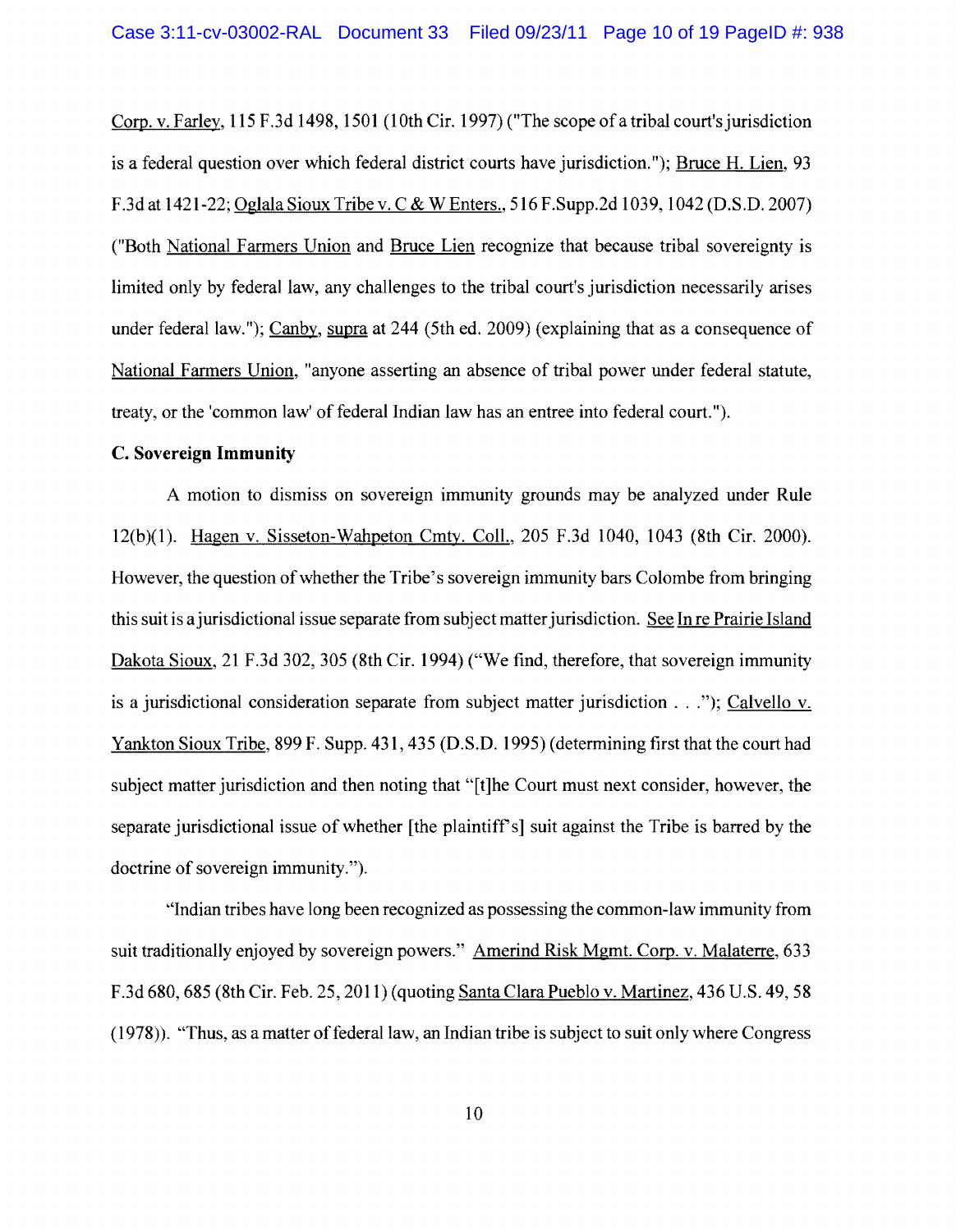Corp. v. Farley, 115 F.3d 1498, 1501 (10th Cir. 1997) ("The scope of a tribal court's jurisdiction is a federal question over which federal district courts have jurisdiction."); Bruce H. Lien, 93 F.3d at 1421-22; Oglala Sioux Tribe v. C & W Enters., 516 F.Supp.2d 1039, 1042 (D.S.D. 2007) ("Both National Farmers Union and Bruce Lien recognize that because tribal sovereignty is limited only by federal law, any challenges to the tribal court's jurisdiction necessarily arises under federal law."); Canby, supra at 244 (5th ed. 2009) (explaining that as a consequence of National Farmers Union, "anyone asserting an absence of tribal power under federal statute, treaty, or the 'common law' of federal Indian law has an entree into federal court.").

**C. Sovereign Immunity**

A motion to dismiss on sovereign immunity grounds may be analyzed under Rule 12(b)(1). Hagen v. Sisseton-Wahpeton Cmty. Coll., 205 F.3d 1040, 1043 (8th Cir. 2000). However, the question of whether the Tribe's sovereign immunity bars Colombe from bringing this suit is a jurisdictional issue separate from subject matter jurisdiction. See In re Prairie Island Dakota Sioux, 21 F.3d 302, 305 (8th Cir. 1994) ("We find, therefore, that sovereign immunity is a jurisdictional consideration separate from subject matter jurisdiction . . ."); Calvello v. Yankton Sioux Tribe, 899 F. Supp. 431, 435 (D.S.D. 1995) (determining first that the court had subject matter jurisdiction and then noting that "[t]he Court must next consider, however, the separate jurisdictional issue of whether [the plaintiff's] suit against the Tribe is barred by the doctrine of sovereign immunity.").

"Indian tribes have long been recognized as possessing the common-law immunity from suit traditionally enjoyed by sovereign powers." Amerind Risk Mgmt. Corp. v. Malaterre, 633 F.3d 680, 685 (8th Cir. Feb. 25, 2011) (quoting Santa Clara Pueblo v. Martinez, 436 U.S. 49, 58 (1978)). "Thus, as a matter of federal law, an Indian tribe is subject to suit only where Congress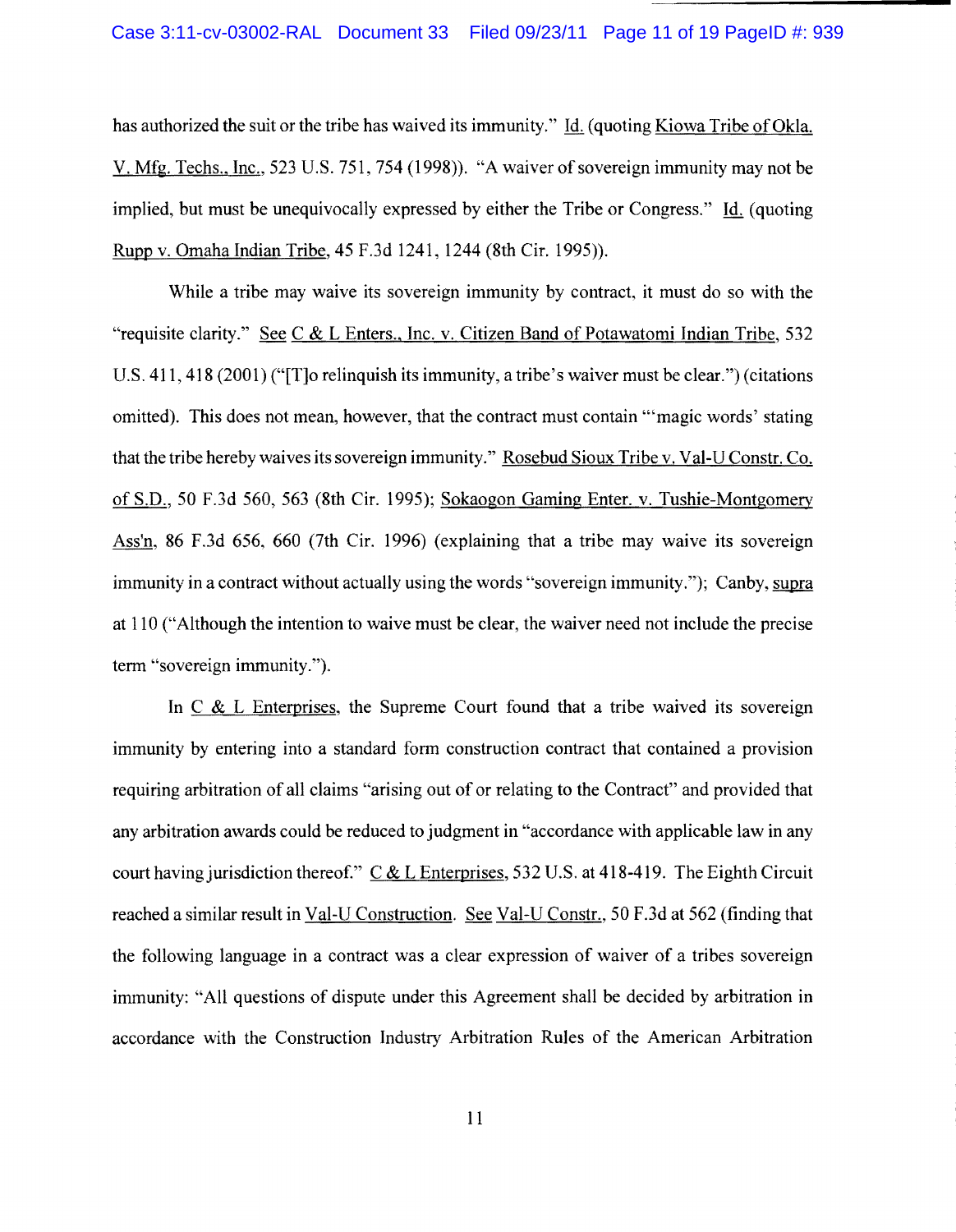has authorized the suit or the tribe has waived its immunity." Id. (quoting Kiowa Tribe of Okla. V. Mfg. Techs., Inc., 523 U.S. 751, 754 (1998)). "A waiver of sovereign immunity may not be implied, but must be unequivocally expressed by either the Tribe or Congress." Id. (quoting Rupp v. Omaha Indian Tribe, 45 F.3d 1241, 1244 (8th Cir. 1995)).

While a tribe may waive its sovereign immunity by contract, it must do so with the "requisite clarity." See C & L Enters., Inc. v. Citizen Band of Potawatomi Indian Tribe, 532 U.S. 411, 418 (2001) ("[T]o relinquish its immunity, a tribe's waiver must be clear.") (citations omitted). This does not mean, however, that the contract must contain "'magic words' stating that the tribe hereby waives its sovereign immunity." Rosebud Sioux Tribe v. Val-U Constr. Co. of S.D., 50 F.3d 560, 563 (8th Cir. 1995); Sokaogon Gaming Enter. v. Tushie-Montgomery Ass'n, 86 F.3d 656, 660 (7th Cir. 1996) (explaining that a tribe may waive its sovereign immunity in a contract without actually using the words "sovereign immunity."); Canby, supra at 110 ("Although the intention to waive must be clear, the waiver need not include the precise term "sovereign immunity.").

In C & L Enterprises, the Supreme Court found that a tribe waived its sovereign immunity by entering into a standard form construction contract that contained a provision requiring arbitration of all claims "arising out of or relating to the Contract" and provided that any arbitration awards could be reduced to judgment in "accordance with applicable law in any court having jurisdiction thereof." C & L Enterprises, 532 U.S. at 418-419. The Eighth Circuit reached a similar result in Val-U Construction. See Val-U Constr., 50 F.3d at 562 (finding that the following language in a contract was a clear expression of waiver of a tribes sovereign immunity: "All questions of dispute under this Agreement shall be decided by arbitration in accordance with the Construction Industry Arbitration Rules of the American Arbitration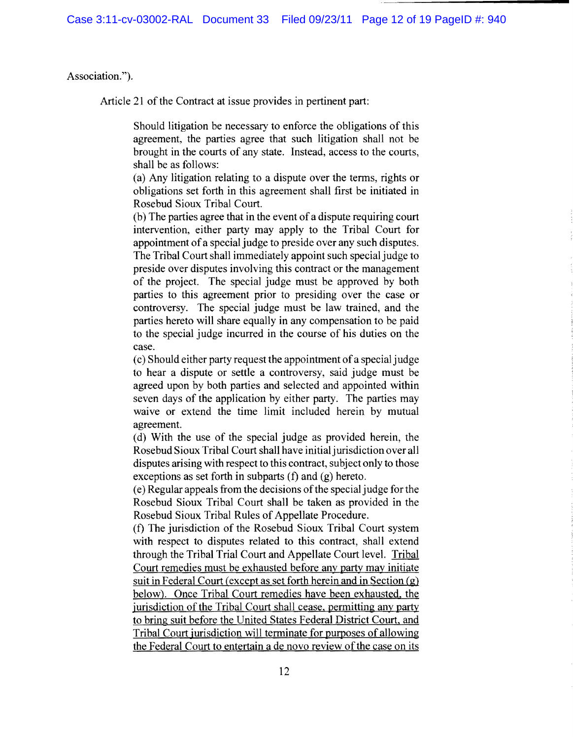Association.").

Article 21 of the Contract at issue provides in pertinent part:

> Should litigation be necessary to enforce the obligations of this agreement, the parties agree that such litigation shall not be brought in the courts of any state. Instead, access to the courts, shall be as follows:
>
> (a) Any litigation relating to a dispute over the terms, rights or obligations set forth in this agreement shall first be initiated in Rosebud Sioux Tribal Court.
>
> (b) The parties agree that in the event of a dispute requiring court intervention, either party may apply to the Tribal Court for appointment of a special judge to preside over any such disputes. The Tribal Court shall immediately appoint such special judge to preside over disputes involving this contract or the management of the project. The special judge must be approved by both parties to this agreement prior to presiding over the case or controversy. The special judge must be law trained, and the parties hereto will share equally in any compensation to be paid to the special judge incurred in the course of his duties on the case.
>
> (c) Should either party request the appointment of a special judge to hear a dispute or settle a controversy, said judge must be agreed upon by both parties and selected and appointed within seven days of the application by either party. The parties may waive or extend the time limit included herein by mutual agreement.
>
> (d) With the use of the special judge as provided herein, the Rosebud Sioux Tribal Court shall have initial jurisdiction over all disputes arising with respect to this contract, subject only to those exceptions as set forth in subparts (f) and (g) hereto.
>
> (e) Regular appeals from the decisions of the special judge for the Rosebud Sioux Tribal Court shall be taken as provided in the Rosebud Sioux Tribal Rules of Appellate Procedure.
>
> (f) The jurisdiction of the Rosebud Sioux Tribal Court system with respect to disputes related to this contract, shall extend through the Tribal Trial Court and Appellate Court level. <u>Tribal Court remedies must be exhausted before any party may initiate suit in Federal Court (except as set forth herein and in Section (g) below). Once Tribal Court remedies have been exhausted, the jurisdiction of the Tribal Court shall cease, permitting any party to bring suit before the United States Federal District Court, and Tribal Court jurisdiction will terminate for purposes of allowing the Federal Court to entertain a de novo review of the case on its</u>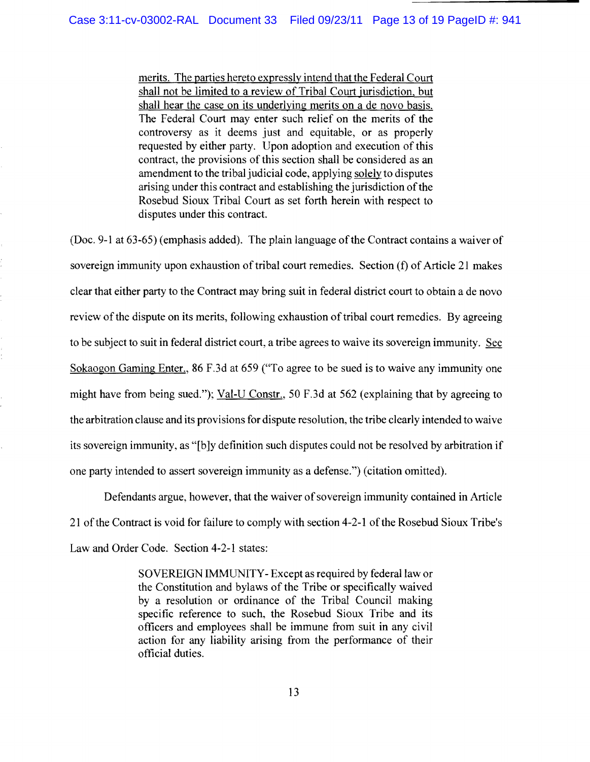> merits. The parties hereto expressly intend that the Federal Court shall not be limited to a review of Tribal Court jurisdiction, but shall hear the case on its underlying merits on a de novo basis. The Federal Court may enter such relief on the merits of the controversy as it deems just and equitable, or as properly requested by either party. Upon adoption and execution of this contract, the provisions of this section shall be considered as an amendment to the tribal judicial code, applying solely to disputes arising under this contract and establishing the jurisdiction of the Rosebud Sioux Tribal Court as set forth herein with respect to disputes under this contract.

(Doc. 9-1 at 63-65) (emphasis added). The plain language of the Contract contains a waiver of sovereign immunity upon exhaustion of tribal court remedies. Section (f) of Article 21 makes clear that either party to the Contract may bring suit in federal district court to obtain a de novo review of the dispute on its merits, following exhaustion of tribal court remedies. By agreeing to be subject to suit in federal district court, a tribe agrees to waive its sovereign immunity. See Sokaogon Gaming Enter., 86 F.3d at 659 ("To agree to be sued is to waive any immunity one might have from being sued."); Val-U Constr., 50 F.3d at 562 (explaining that by agreeing to the arbitration clause and its provisions for dispute resolution, the tribe clearly intended to waive its sovereign immunity, as "[b]y definition such disputes could not be resolved by arbitration if one party intended to assert sovereign immunity as a defense.") (citation omitted).

Defendants argue, however, that the waiver of sovereign immunity contained in Article 21 of the Contract is void for failure to comply with section 4-2-1 of the Rosebud Sioux Tribe's Law and Order Code. Section 4-2-1 states:

> SOVEREIGN IMMUNITY- Except as required by federal law or the Constitution and bylaws of the Tribe or specifically waived by a resolution or ordinance of the Tribal Council making specific reference to such, the Rosebud Sioux Tribe and its officers and employees shall be immune from suit in any civil action for any liability arising from the performance of their official duties.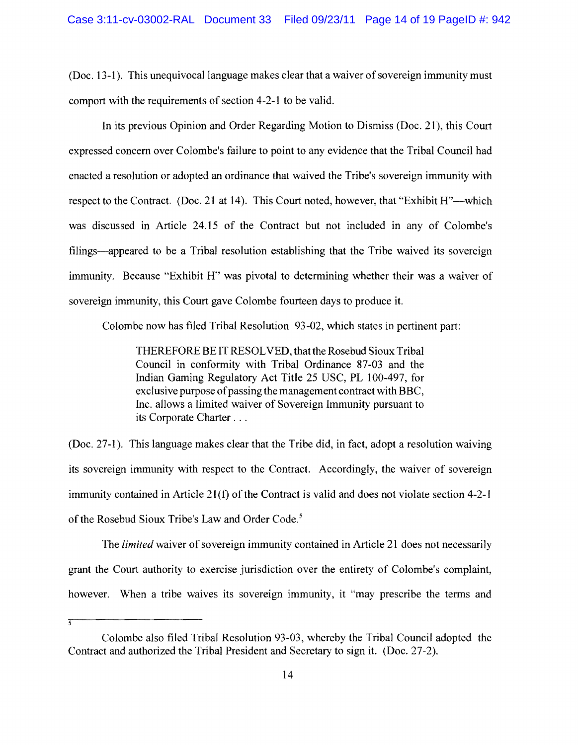(Doc. 13-1). This unequivocal language makes clear that a waiver of sovereign immunity must comport with the requirements of section 4-2-1 to be valid.

In its previous Opinion and Order Regarding Motion to Dismiss (Doc. 21), this Court expressed concern over Colombe's failure to point to any evidence that the Tribal Council had enacted a resolution or adopted an ordinance that waived the Tribe's sovereign immunity with respect to the Contract. (Doc. 21 at 14). This Court noted, however, that "Exhibit H"—which was discussed in Article 24.15 of the Contract but not included in any of Colombe's filings—appeared to be a Tribal resolution establishing that the Tribe waived its sovereign immunity. Because "Exhibit H" was pivotal to determining whether their was a waiver of sovereign immunity, this Court gave Colombe fourteen days to produce it.

Colombe now has filed Tribal Resolution 93-02, which states in pertinent part:

> THEREFORE BE IT RESOLVED, that the Rosebud Sioux Tribal Council in conformity with Tribal Ordinance 87-03 and the Indian Gaming Regulatory Act Title 25 USC, PL 100-497, for exclusive purpose of passing the management contract with BBC, Inc. allows a limited waiver of Sovereign Immunity pursuant to its Corporate Charter . . .

(Doc. 27-1). This language makes clear that the Tribe did, in fact, adopt a resolution waiving its sovereign immunity with respect to the Contract. Accordingly, the waiver of sovereign immunity contained in Article 21(f) of the Contract is valid and does not violate section 4-2-1 of the Rosebud Sioux Tribe's Law and Order Code.[5]

The *limited* waiver of sovereign immunity contained in Article 21 does not necessarily grant the Court authority to exercise jurisdiction over the entirety of Colombe's complaint, however. When a tribe waives its sovereign immunity, it "may prescribe the terms and

---

[5] Colombe also filed Tribal Resolution 93-03, whereby the Tribal Council adopted the Contract and authorized the Tribal President and Secretary to sign it. (Doc. 27-2).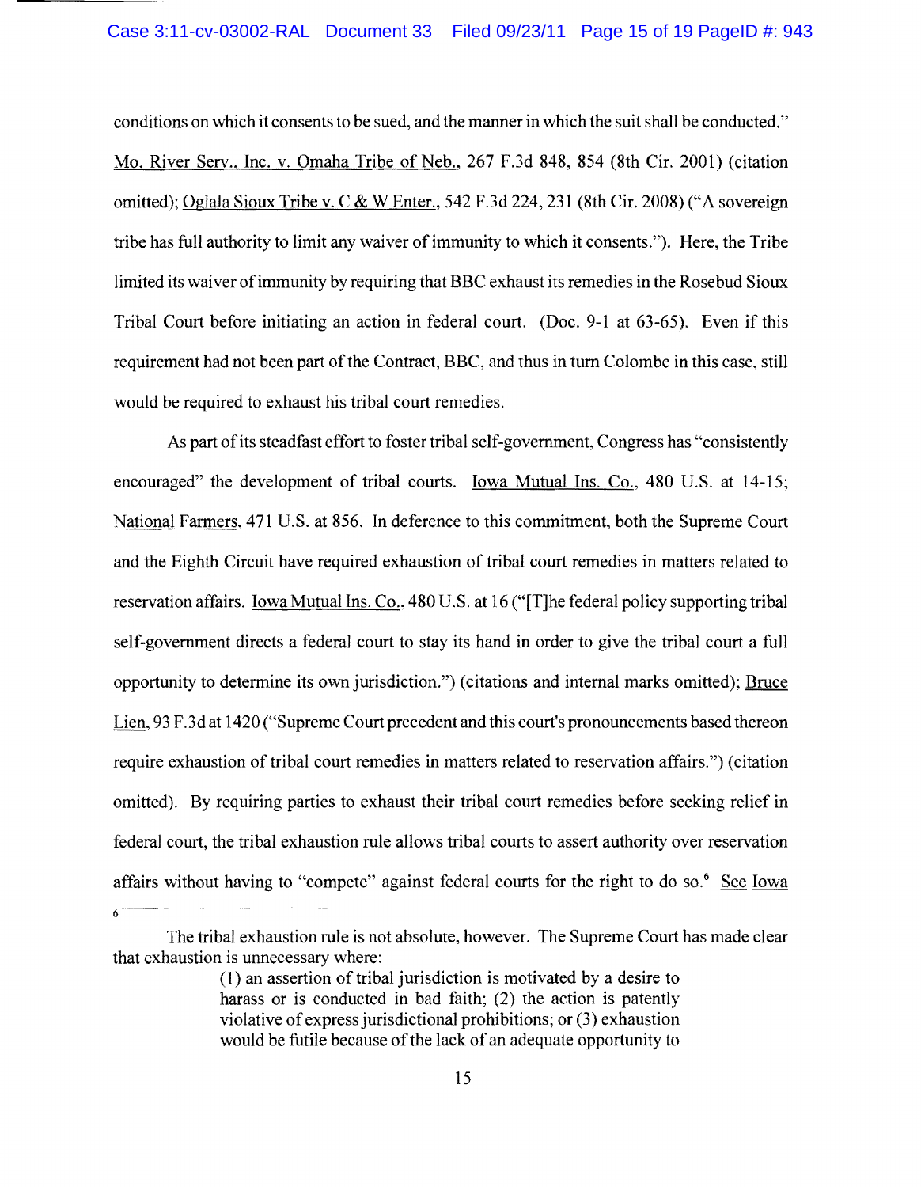conditions on which it consents to be sued, and the manner in which the suit shall be conducted." Mo. River Serv., Inc. v. Omaha Tribe of Neb., 267 F.3d 848, 854 (8th Cir. 2001) (citation omitted); Oglala Sioux Tribe v. C & W Enter., 542 F.3d 224, 231 (8th Cir. 2008) ("A sovereign tribe has full authority to limit any waiver of immunity to which it consents."). Here, the Tribe limited its waiver of immunity by requiring that BBC exhaust its remedies in the Rosebud Sioux Tribal Court before initiating an action in federal court. (Doc. 9-1 at 63-65). Even if this requirement had not been part of the Contract, BBC, and thus in turn Colombe in this case, still would be required to exhaust his tribal court remedies.

As part of its steadfast effort to foster tribal self-government, Congress has "consistently encouraged" the development of tribal courts. Iowa Mutual Ins. Co., 480 U.S. at 14-15; National Farmers, 471 U.S. at 856. In deference to this commitment, both the Supreme Court and the Eighth Circuit have required exhaustion of tribal court remedies in matters related to reservation affairs. Iowa Mutual Ins. Co., 480 U.S. at 16 ("[T]he federal policy supporting tribal self-government directs a federal court to stay its hand in order to give the tribal court a full opportunity to determine its own jurisdiction.") (citations and internal marks omitted); Bruce Lien, 93 F.3d at 1420 ("Supreme Court precedent and this court's pronouncements based thereon require exhaustion of tribal court remedies in matters related to reservation affairs.") (citation omitted). By requiring parties to exhaust their tribal court remedies before seeking relief in federal court, the tribal exhaustion rule allows tribal courts to assert authority over reservation affairs without having to "compete" against federal courts for the right to do so.[6] See Iowa

---

[6] The tribal exhaustion rule is not absolute, however. The Supreme Court has made clear that exhaustion is unnecessary where:

> (1) an assertion of tribal jurisdiction is motivated by a desire to harass or is conducted in bad faith; (2) the action is patently violative of express jurisdictional prohibitions; or (3) exhaustion would be futile because of the lack of an adequate opportunity to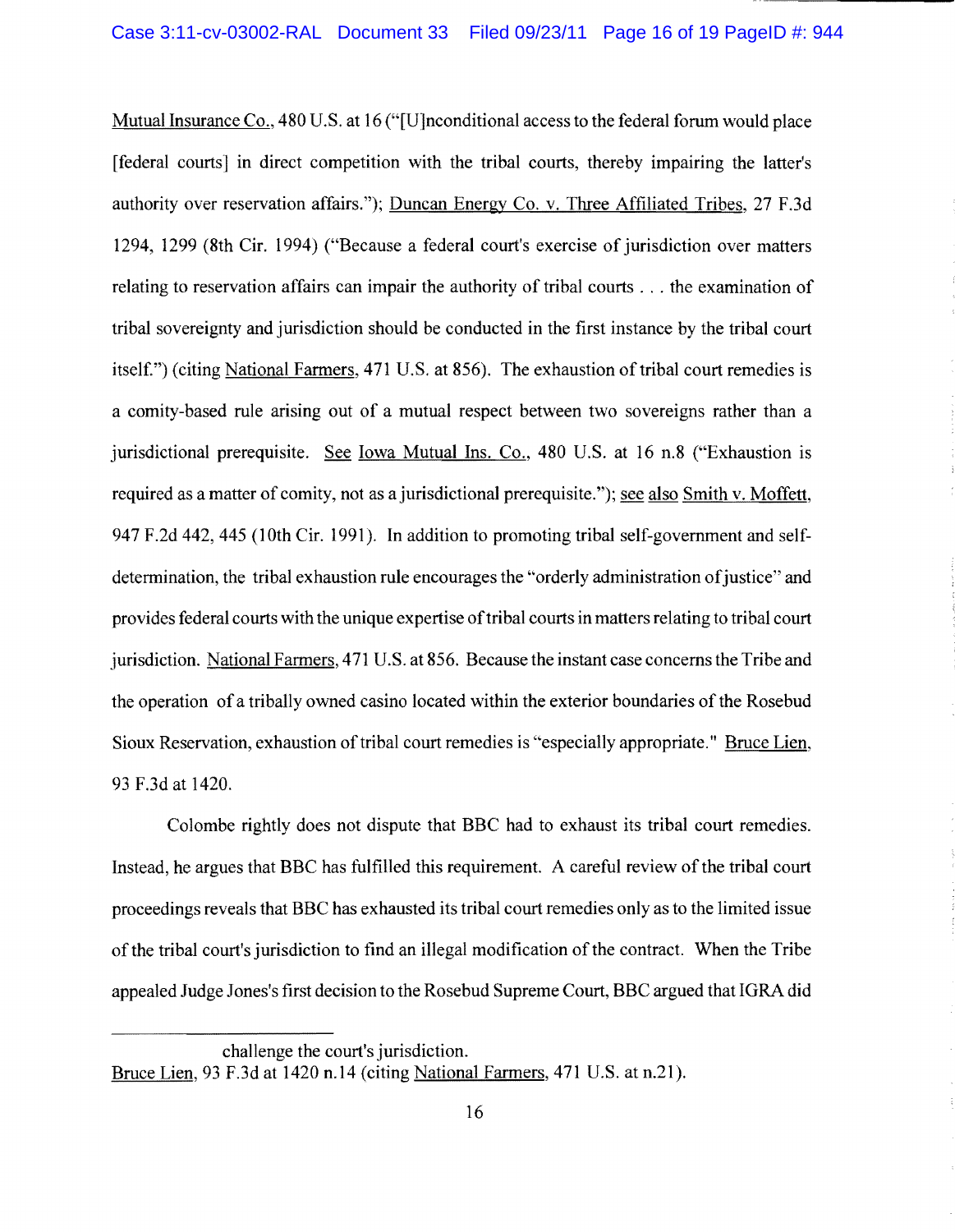Mutual Insurance Co., 480 U.S. at 16 ("[U]nconditional access to the federal forum would place [federal courts] in direct competition with the tribal courts, thereby impairing the latter's authority over reservation affairs."); Duncan Energy Co. v. Three Affiliated Tribes, 27 F.3d 1294, 1299 (8th Cir. 1994) ("Because a federal court's exercise of jurisdiction over matters relating to reservation affairs can impair the authority of tribal courts . . . the examination of tribal sovereignty and jurisdiction should be conducted in the first instance by the tribal court itself.") (citing National Farmers, 471 U.S. at 856). The exhaustion of tribal court remedies is a comity-based rule arising out of a mutual respect between two sovereigns rather than a jurisdictional prerequisite. See Iowa Mutual Ins. Co., 480 U.S. at 16 n.8 ("Exhaustion is required as a matter of comity, not as a jurisdictional prerequisite."); see also Smith v. Moffett, 947 F.2d 442, 445 (10th Cir. 1991). In addition to promoting tribal self-government and self-determination, the tribal exhaustion rule encourages the "orderly administration of justice" and provides federal courts with the unique expertise of tribal courts in matters relating to tribal court jurisdiction. National Farmers, 471 U.S. at 856. Because the instant case concerns the Tribe and the operation of a tribally owned casino located within the exterior boundaries of the Rosebud Sioux Reservation, exhaustion of tribal court remedies is "especially appropriate." Bruce Lien, 93 F.3d at 1420.

Colombe rightly does not dispute that BBC had to exhaust its tribal court remedies. Instead, he argues that BBC has fulfilled this requirement. A careful review of the tribal court proceedings reveals that BBC has exhausted its tribal court remedies only as to the limited issue of the tribal court's jurisdiction to find an illegal modification of the contract. When the Tribe appealed Judge Jones's first decision to the Rosebud Supreme Court, BBC argued that IGRA did

---

challenge the court's jurisdiction.
Bruce Lien, 93 F.3d at 1420 n.14 (citing National Farmers, 471 U.S. at n.21).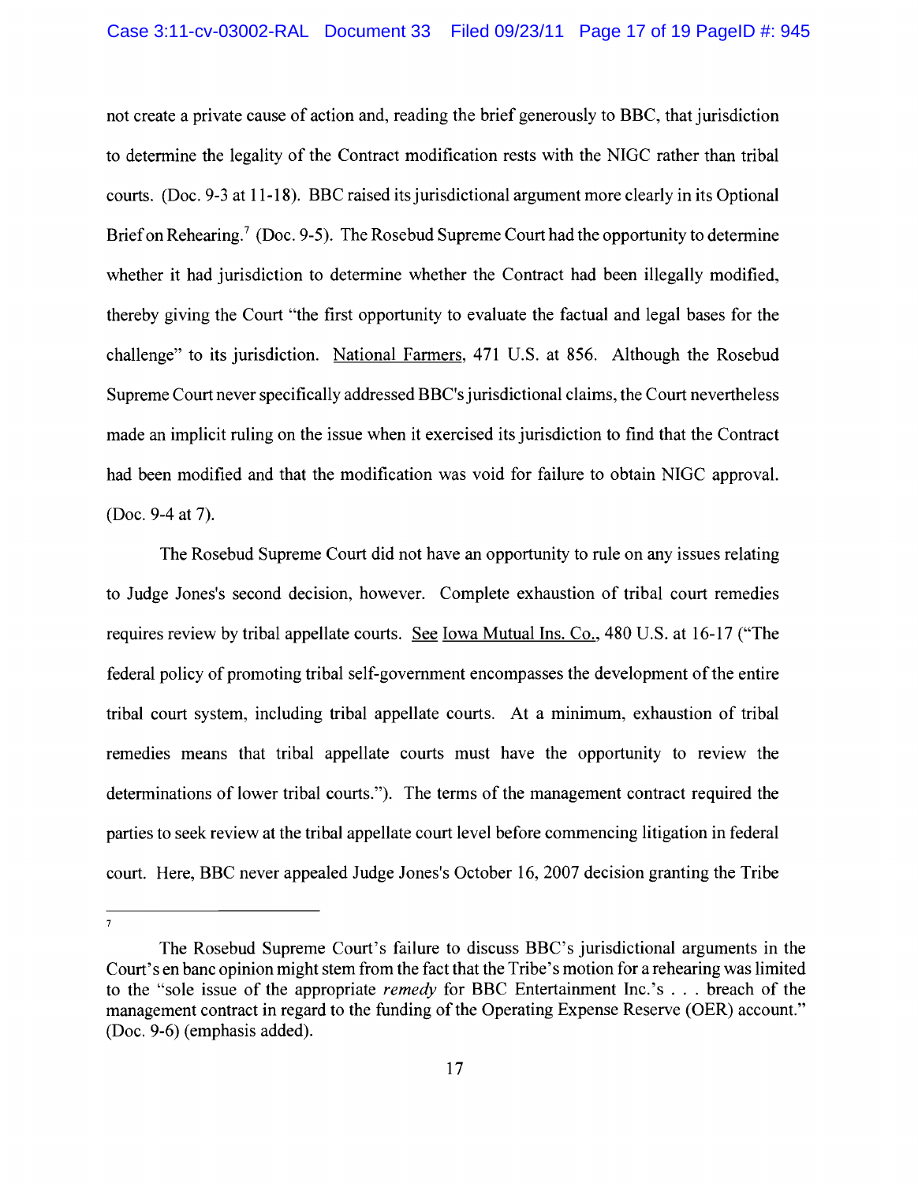not create a private cause of action and, reading the brief generously to BBC, that jurisdiction to determine the legality of the Contract modification rests with the NIGC rather than tribal courts. (Doc. 9-3 at 11-18). BBC raised its jurisdictional argument more clearly in its Optional Brief on Rehearing.[7] (Doc. 9-5). The Rosebud Supreme Court had the opportunity to determine whether it had jurisdiction to determine whether the Contract had been illegally modified, thereby giving the Court "the first opportunity to evaluate the factual and legal bases for the challenge" to its jurisdiction. National Farmers, 471 U.S. at 856. Although the Rosebud Supreme Court never specifically addressed BBC's jurisdictional claims, the Court nevertheless made an implicit ruling on the issue when it exercised its jurisdiction to find that the Contract had been modified and that the modification was void for failure to obtain NIGC approval. (Doc. 9-4 at 7).

The Rosebud Supreme Court did not have an opportunity to rule on any issues relating to Judge Jones's second decision, however. Complete exhaustion of tribal court remedies requires review by tribal appellate courts. See Iowa Mutual Ins. Co., 480 U.S. at 16-17 ("The federal policy of promoting tribal self-government encompasses the development of the entire tribal court system, including tribal appellate courts. At a minimum, exhaustion of tribal remedies means that tribal appellate courts must have the opportunity to review the determinations of lower tribal courts."). The terms of the management contract required the parties to seek review at the tribal appellate court level before commencing litigation in federal court. Here, BBC never appealed Judge Jones's October 16, 2007 decision granting the Tribe

---

[7] The Rosebud Supreme Court's failure to discuss BBC's jurisdictional arguments in the Court's en banc opinion might stem from the fact that the Tribe's motion for a rehearing was limited to the "sole issue of the appropriate *remedy* for BBC Entertainment Inc.'s . . . breach of the management contract in regard to the funding of the Operating Expense Reserve (OER) account." (Doc. 9-6) (emphasis added).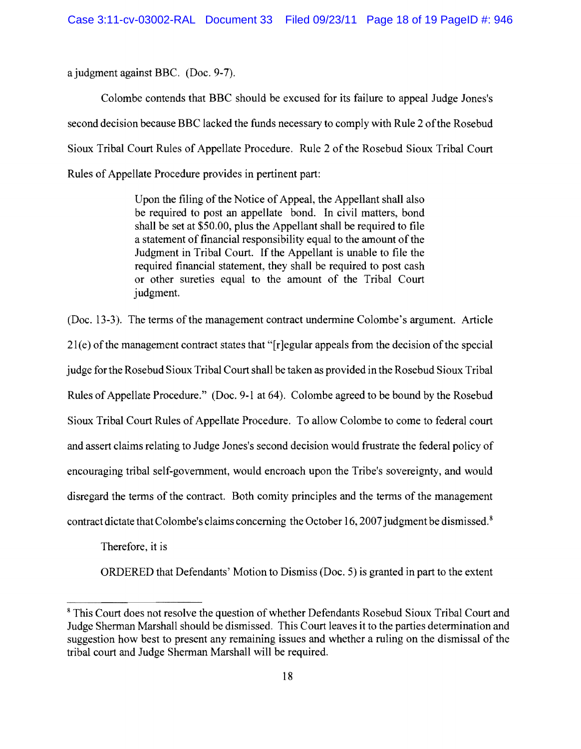a judgment against BBC. (Doc. 9-7).

Colombe contends that BBC should be excused for its failure to appeal Judge Jones's second decision because BBC lacked the funds necessary to comply with Rule 2 of the Rosebud Sioux Tribal Court Rules of Appellate Procedure. Rule 2 of the Rosebud Sioux Tribal Court Rules of Appellate Procedure provides in pertinent part:

> Upon the filing of the Notice of Appeal, the Appellant shall also be required to post an appellate bond. In civil matters, bond shall be set at $50.00, plus the Appellant shall be required to file a statement of financial responsibility equal to the amount of the Judgment in Tribal Court. If the Appellant is unable to file the required financial statement, they shall be required to post cash or other sureties equal to the amount of the Tribal Court judgment.

(Doc. 13-3). The terms of the management contract undermine Colombe's argument. Article 21(e) of the management contract states that "[r]egular appeals from the decision of the special judge for the Rosebud Sioux Tribal Court shall be taken as provided in the Rosebud Sioux Tribal Rules of Appellate Procedure." (Doc. 9-1 at 64). Colombe agreed to be bound by the Rosebud Sioux Tribal Court Rules of Appellate Procedure. To allow Colombe to come to federal court and assert claims relating to Judge Jones's second decision would frustrate the federal policy of encouraging tribal self-government, would encroach upon the Tribe's sovereignty, and would disregard the terms of the contract. Both comity principles and the terms of the management contract dictate that Colombe's claims concerning the October 16, 2007 judgment be dismissed.[8]

Therefore, it is

ORDERED that Defendants' Motion to Dismiss (Doc. 5) is granted in part to the extent

---

[8] This Court does not resolve the question of whether Defendants Rosebud Sioux Tribal Court and Judge Sherman Marshall should be dismissed. This Court leaves it to the parties determination and suggestion how best to present any remaining issues and whether a ruling on the dismissal of the tribal court and Judge Sherman Marshall will be required.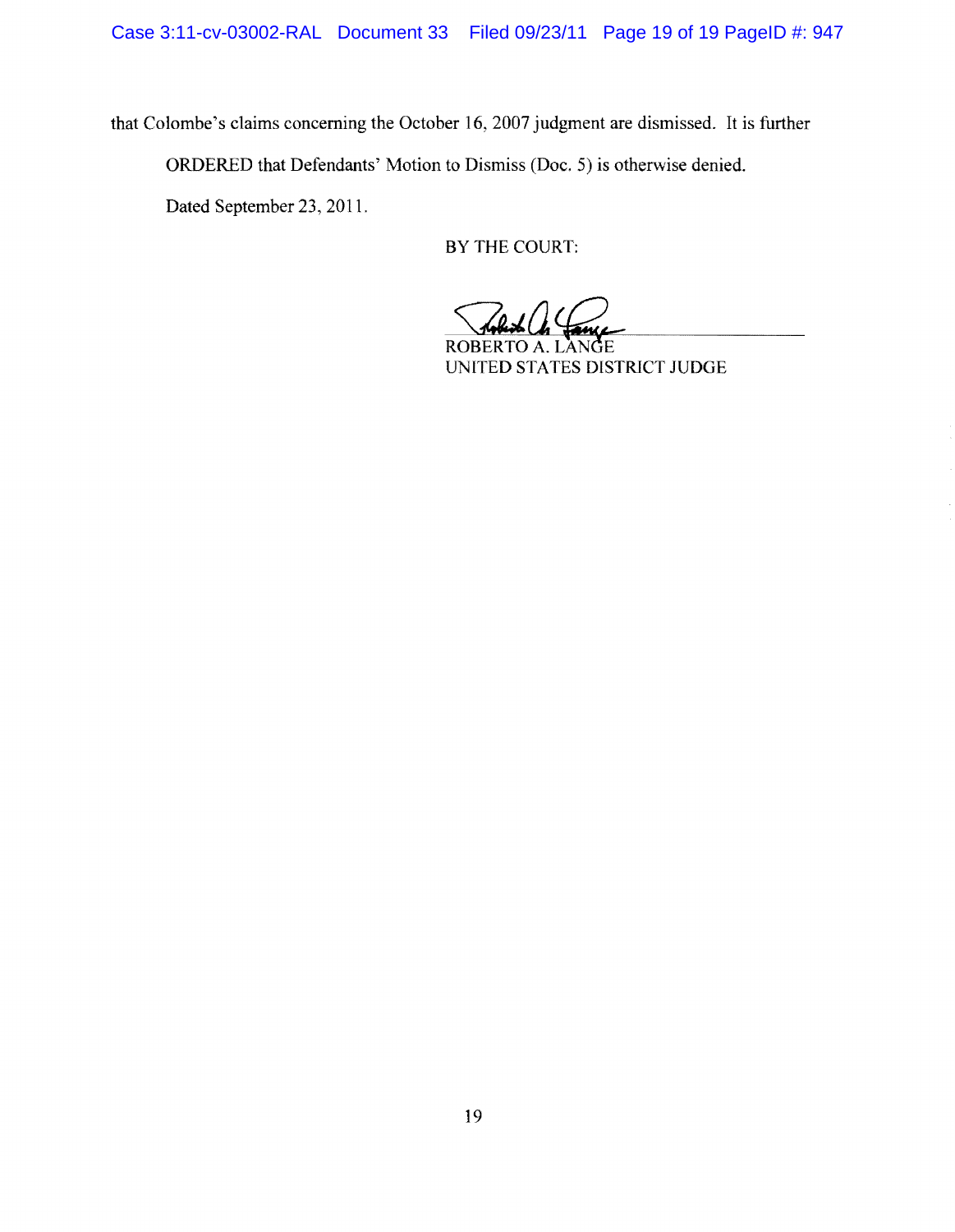that Colombe's claims concerning the October 16, 2007 judgment are dismissed. It is further

ORDERED that Defendants' Motion to Dismiss (Doc. 5) is otherwise denied.

Dated September 23, 2011.

BY THE COURT:

ROBERTO A. LANGE
UNITED STATES DISTRICT JUDGE